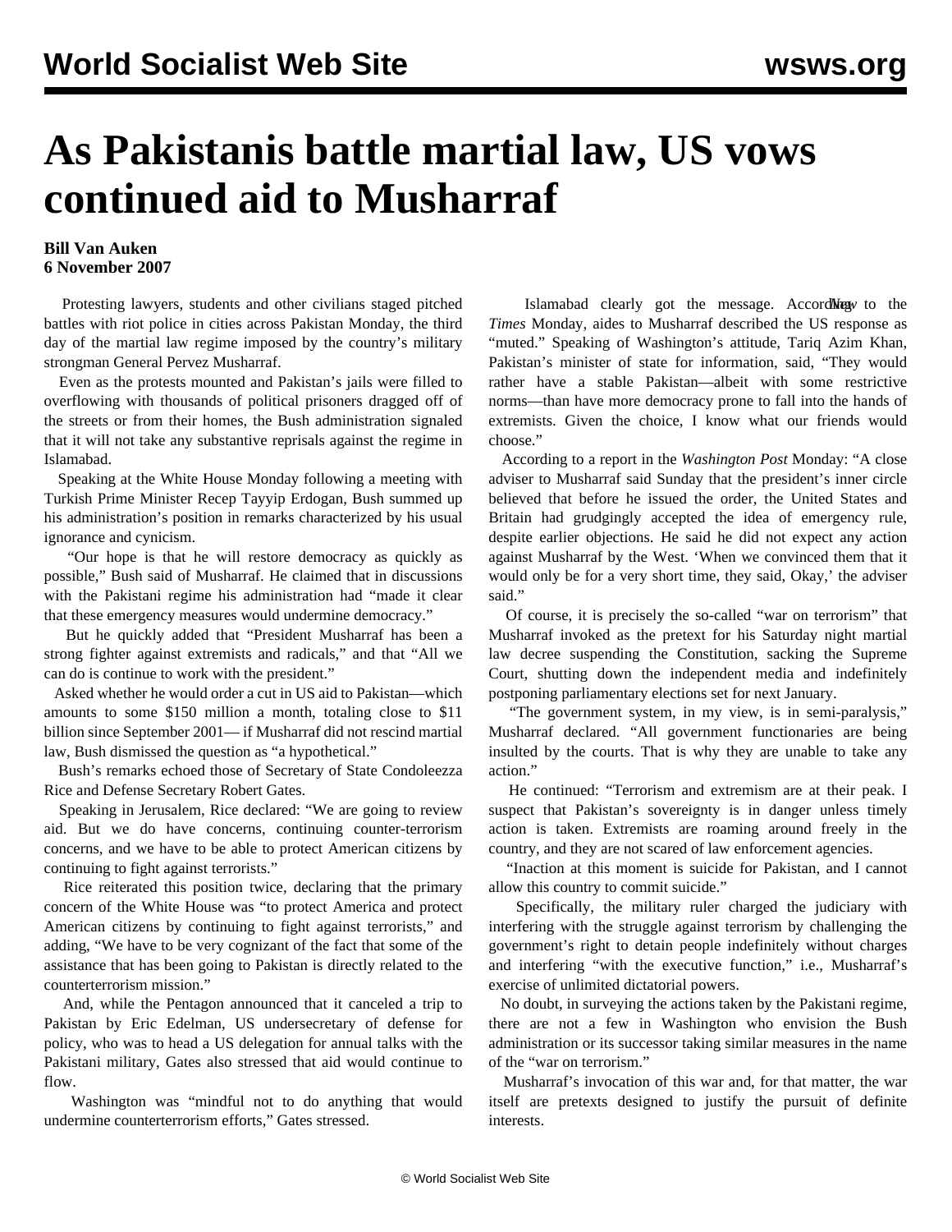# As Pakistanis battle martial law, US vows continued aid to Musharraf

**Bill Van Auken**
**6 November 2007**

Protesting lawyers, students and other civilians staged pitched battles with riot police in cities across Pakistan Monday, the third day of the martial law regime imposed by the country's military strongman General Pervez Musharraf.

Even as the protests mounted and Pakistan's jails were filled to overflowing with thousands of political prisoners dragged off of the streets or from their homes, the Bush administration signaled that it will not take any substantive reprisals against the regime in Islamabad.

Speaking at the White House Monday following a meeting with Turkish Prime Minister Recep Tayyip Erdogan, Bush summed up his administration's position in remarks characterized by his usual ignorance and cynicism.

"Our hope is that he will restore democracy as quickly as possible," Bush said of Musharraf. He claimed that in discussions with the Pakistani regime his administration had "made it clear that these emergency measures would undermine democracy."

But he quickly added that "President Musharraf has been a strong fighter against extremists and radicals," and that "All we can do is continue to work with the president."

Asked whether he would order a cut in US aid to Pakistan—which amounts to some $150 million a month, totaling close to $11 billion since September 2001— if Musharraf did not rescind martial law, Bush dismissed the question as "a hypothetical."

Bush's remarks echoed those of Secretary of State Condoleezza Rice and Defense Secretary Robert Gates.

Speaking in Jerusalem, Rice declared: "We are going to review aid. But we do have concerns, continuing counter-terrorism concerns, and we have to be able to protect American citizens by continuing to fight against terrorists."

Rice reiterated this position twice, declaring that the primary concern of the White House was "to protect America and protect American citizens by continuing to fight against terrorists," and adding, "We have to be very cognizant of the fact that some of the assistance that has been going to Pakistan is directly related to the counterterrorism mission."

And, while the Pentagon announced that it canceled a trip to Pakistan by Eric Edelman, US undersecretary of defense for policy, who was to head a US delegation for annual talks with the Pakistani military, Gates also stressed that aid would continue to flow.

Washington was "mindful not to do anything that would undermine counterterrorism efforts," Gates stressed.

Islamabad clearly got the message. According to the *New York Times* Monday, aides to Musharraf described the US response as "muted." Speaking of Washington's attitude, Tariq Azim Khan, Pakistan's minister of state for information, said, "They would rather have a stable Pakistan—albeit with some restrictive norms—than have more democracy prone to fall into the hands of extremists. Given the choice, I know what our friends would choose."

According to a report in the *Washington Post* Monday: "A close adviser to Musharraf said Sunday that the president's inner circle believed that before he issued the order, the United States and Britain had grudgingly accepted the idea of emergency rule, despite earlier objections. He said he did not expect any action against Musharraf by the West. 'When we convinced them that it would only be for a very short time, they said, Okay,' the adviser said."

Of course, it is precisely the so-called "war on terrorism" that Musharraf invoked as the pretext for his Saturday night martial law decree suspending the Constitution, sacking the Supreme Court, shutting down the independent media and indefinitely postponing parliamentary elections set for next January.

"The government system, in my view, is in semi-paralysis," Musharraf declared. "All government functionaries are being insulted by the courts. That is why they are unable to take any action."

He continued: "Terrorism and extremism are at their peak. I suspect that Pakistan's sovereignty is in danger unless timely action is taken. Extremists are roaming around freely in the country, and they are not scared of law enforcement agencies.

"Inaction at this moment is suicide for Pakistan, and I cannot allow this country to commit suicide."

Specifically, the military ruler charged the judiciary with interfering with the struggle against terrorism by challenging the government's right to detain people indefinitely without charges and interfering "with the executive function," i.e., Musharraf's exercise of unlimited dictatorial powers.

No doubt, in surveying the actions taken by the Pakistani regime, there are not a few in Washington who envision the Bush administration or its successor taking similar measures in the name of the "war on terrorism."

Musharraf's invocation of this war and, for that matter, the war itself are pretexts designed to justify the pursuit of definite interests.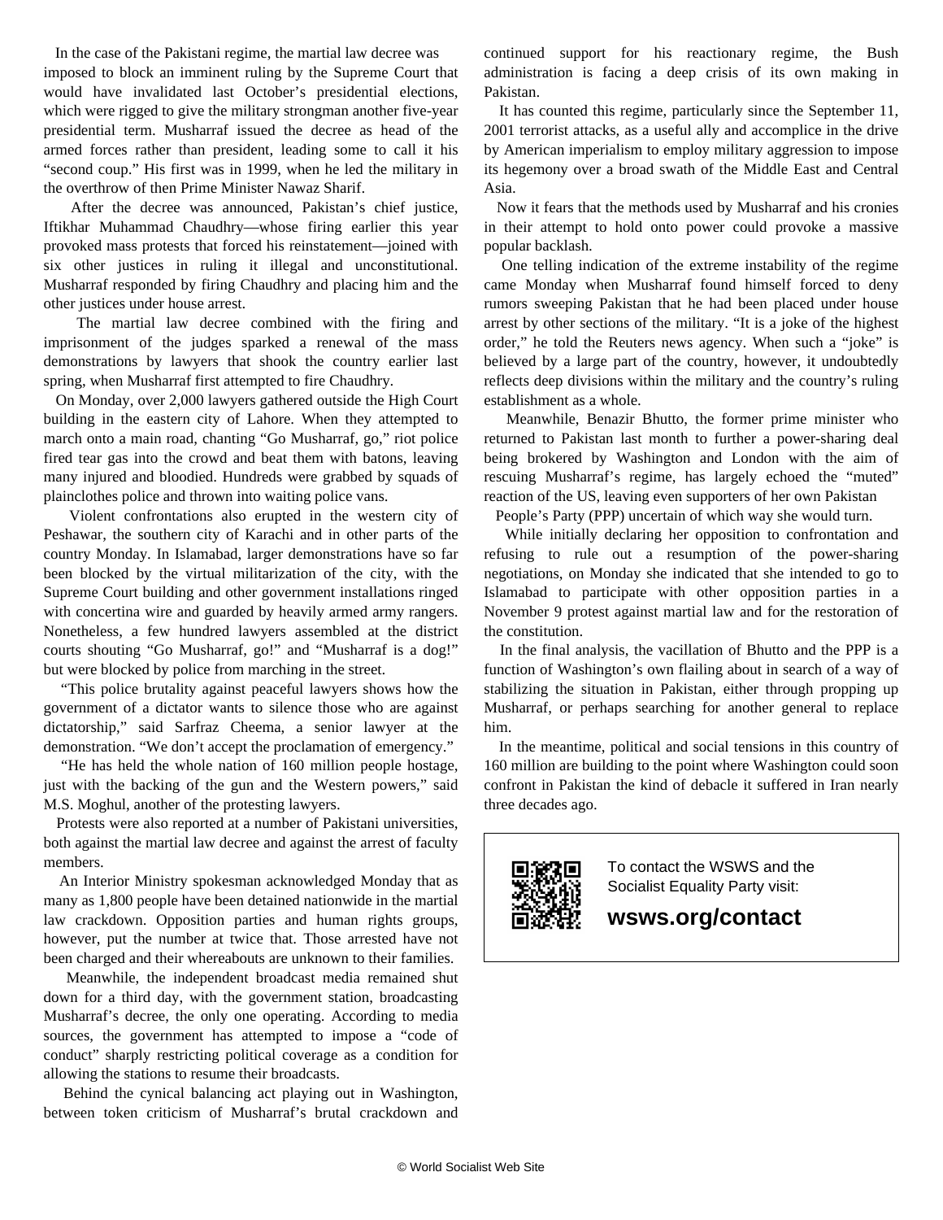In the case of the Pakistani regime, the martial law decree was imposed to block an imminent ruling by the Supreme Court that would have invalidated last October's presidential elections, which were rigged to give the military strongman another five-year presidential term. Musharraf issued the decree as head of the armed forces rather than president, leading some to call it his "second coup." His first was in 1999, when he led the military in the overthrow of then Prime Minister Nawaz Sharif.

After the decree was announced, Pakistan's chief justice, Iftikhar Muhammad Chaudhry—whose firing earlier this year provoked mass protests that forced his reinstatement—joined with six other justices in ruling it illegal and unconstitutional. Musharraf responded by firing Chaudhry and placing him and the other justices under house arrest.

The martial law decree combined with the firing and imprisonment of the judges sparked a renewal of the mass demonstrations by lawyers that shook the country earlier last spring, when Musharraf first attempted to fire Chaudhry.

On Monday, over 2,000 lawyers gathered outside the High Court building in the eastern city of Lahore. When they attempted to march onto a main road, chanting "Go Musharraf, go," riot police fired tear gas into the crowd and beat them with batons, leaving many injured and bloodied. Hundreds were grabbed by squads of plainclothes police and thrown into waiting police vans.

Violent confrontations also erupted in the western city of Peshawar, the southern city of Karachi and in other parts of the country Monday. In Islamabad, larger demonstrations have so far been blocked by the virtual militarization of the city, with the Supreme Court building and other government installations ringed with concertina wire and guarded by heavily armed army rangers. Nonetheless, a few hundred lawyers assembled at the district courts shouting "Go Musharraf, go!" and "Musharraf is a dog!" but were blocked by police from marching in the street.

"This police brutality against peaceful lawyers shows how the government of a dictator wants to silence those who are against dictatorship," said Sarfraz Cheema, a senior lawyer at the demonstration. "We don't accept the proclamation of emergency."

"He has held the whole nation of 160 million people hostage, just with the backing of the gun and the Western powers," said M.S. Moghul, another of the protesting lawyers.

Protests were also reported at a number of Pakistani universities, both against the martial law decree and against the arrest of faculty members.

An Interior Ministry spokesman acknowledged Monday that as many as 1,800 people have been detained nationwide in the martial law crackdown. Opposition parties and human rights groups, however, put the number at twice that. Those arrested have not been charged and their whereabouts are unknown to their families.

Meanwhile, the independent broadcast media remained shut down for a third day, with the government station, broadcasting Musharraf's decree, the only one operating. According to media sources, the government has attempted to impose a "code of conduct" sharply restricting political coverage as a condition for allowing the stations to resume their broadcasts.

Behind the cynical balancing act playing out in Washington, between token criticism of Musharraf's brutal crackdown and continued support for his reactionary regime, the Bush administration is facing a deep crisis of its own making in Pakistan.

It has counted this regime, particularly since the September 11, 2001 terrorist attacks, as a useful ally and accomplice in the drive by American imperialism to employ military aggression to impose its hegemony over a broad swath of the Middle East and Central Asia.

Now it fears that the methods used by Musharraf and his cronies in their attempt to hold onto power could provoke a massive popular backlash.

One telling indication of the extreme instability of the regime came Monday when Musharraf found himself forced to deny rumors sweeping Pakistan that he had been placed under house arrest by other sections of the military. "It is a joke of the highest order," he told the Reuters news agency. When such a "joke" is believed by a large part of the country, however, it undoubtedly reflects deep divisions within the military and the country's ruling establishment as a whole.

Meanwhile, Benazir Bhutto, the former prime minister who returned to Pakistan last month to further a power-sharing deal being brokered by Washington and London with the aim of rescuing Musharraf's regime, has largely echoed the "muted" reaction of the US, leaving even supporters of her own Pakistan People's Party (PPP) uncertain of which way she would turn.

While initially declaring her opposition to confrontation and refusing to rule out a resumption of the power-sharing negotiations, on Monday she indicated that she intended to go to Islamabad to participate with other opposition parties in a November 9 protest against martial law and for the restoration of the constitution.

In the final analysis, the vacillation of Bhutto and the PPP is a function of Washington's own flailing about in search of a way of stabilizing the situation in Pakistan, either through propping up Musharraf, or perhaps searching for another general to replace him.

In the meantime, political and social tensions in this country of 160 million are building to the point where Washington could soon confront in Pakistan the kind of debacle it suffered in Iran nearly three decades ago.

To contact the WSWS and the Socialist Equality Party visit:

**wsws.org/contact**